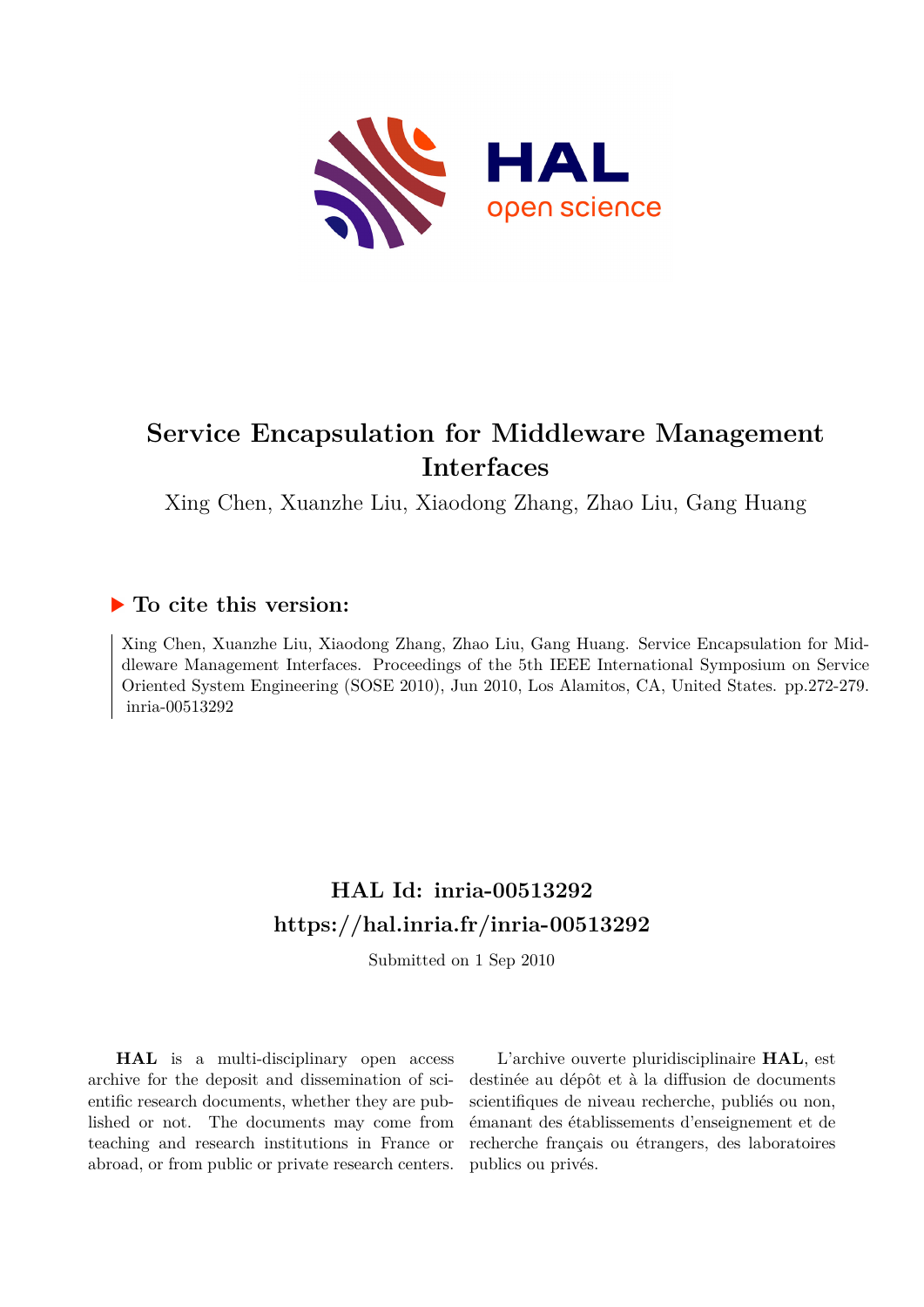# Service Encapsulation for Middleware Management Interfaces

Xing Chen, Xuanzhe Liu, Xiaodong Zhang, Zhao Liu, Gang Huang

## ▶ To cite this version:

Xing Chen, Xuanzhe Liu, Xiaodong Zhang, Zhao Liu, Gang Huang. Service Encapsulation for Middleware Management Interfaces. Proceedings of the 5th IEEE International Symposium on Service Oriented System Engineering (SOSE 2010), Jun 2010, Los Alamitos, CA, United States. pp.272-279. inria-00513292

## HAL Id: inria-00513292

## https://hal.inria.fr/inria-00513292

Submitted on 1 Sep 2010

**HAL** is a multi-disciplinary open access archive for the deposit and dissemination of scientific research documents, whether they are published or not. The documents may come from teaching and research institutions in France or abroad, or from public or private research centers.

L'archive ouverte pluridisciplinaire **HAL**, est destinée au dépôt et à la diffusion de documents scientifiques de niveau recherche, publiés ou non, émanant des établissements d'enseignement et de recherche français ou étrangers, des laboratoires publics ou privés.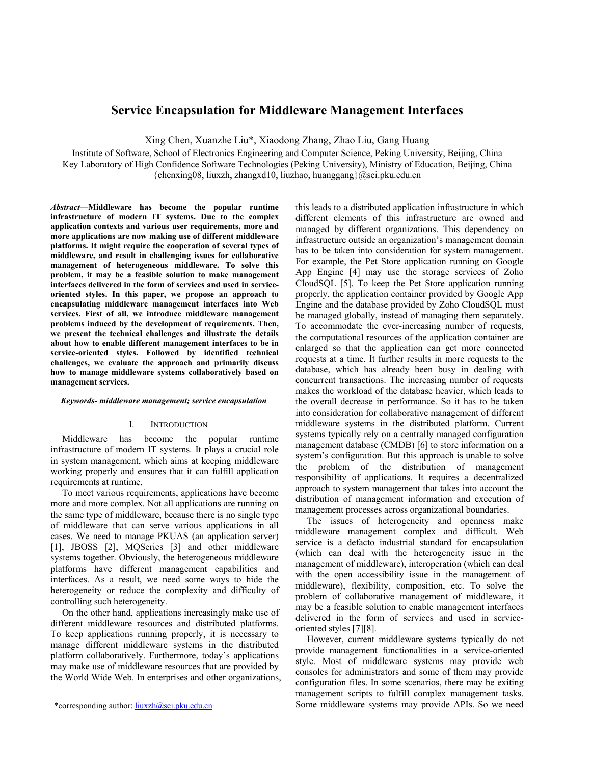# Service Encapsulation for Middleware Management Interfaces

Xing Chen, Xuanzhe Liu*, Xiaodong Zhang, Zhao Liu, Gang Huang

Institute of Software, School of Electronics Engineering and Computer Science, Peking University, Beijing, China
Key Laboratory of High Confidence Software Technologies (Peking University), Ministry of Education, Beijing, China
{chenxing08, liuxzh, zhangxd10, liuzhao, huanggang}@sei.pku.edu.cn

***Abstract*—Middleware has become the popular runtime infrastructure of modern IT systems. Due to the complex application contexts and various user requirements, more and more applications are now making use of different middleware platforms. It might require the cooperation of several types of middleware, and result in challenging issues for collaborative management of heterogeneous middleware. To solve this problem, it may be a feasible solution to make management interfaces delivered in the form of services and used in service-oriented styles. In this paper, we propose an approach to encapsulating middleware management interfaces into Web services. First of all, we introduce management problems induced by the development of requirements. Then, we present the technical challenges and illustrate the details about how to enable different management interfaces to be in service-oriented styles. Followed by identified technical challenges, we evaluate the approach and primarily discuss how to manage middleware systems collaboratively based on management services.**

***Keywords- middleware management; service encapsulation***

## I. INTRODUCTION

Middleware has become the popular runtime infrastructure of modern IT systems. It plays a crucial role in system management, which aims at keeping middleware working properly and ensures that it can fulfill application requirements at runtime.

To meet various requirements, applications have become more and more complex. Not all applications are running on the same type of middleware, because there is no single type of middleware that can serve various applications in all cases. We need to manage PKUAS (an application server) [1], JBOSS [2], MQSeries [3] and other middleware systems together. Obviously, the heterogeneous middleware platforms have different management capabilities and interfaces. As a result, we need some ways to hide the heterogeneity or reduce the complexity and difficulty of controlling such heterogeneity.

On the other hand, applications increasingly make use of different middleware resources and distributed platforms. To keep applications running properly, it is necessary to manage different middleware systems in the distributed platform collaboratively. Furthermore, today's applications may make use of middleware resources that are provided by the World Wide Web. In enterprises and other organizations, this leads to a distributed application infrastructure in which different elements of this infrastructure are owned and managed by different organizations. This dependency on infrastructure outside an organization's management domain has to be taken into consideration for system management. For example, the Pet Store application running on Google App Engine [4] may use the storage services of Zoho CloudSQL [5]. To keep the Pet Store application running properly, the application container provided by Google App Engine and the database provided by Zoho CloudSQL must be managed globally, instead of managing them separately. To accommodate the ever-increasing number of requests, the computational resources of the application container are enlarged so that the application can get more connected requests at a time. It further results in more requests to the database, which has already been busy in dealing with concurrent transactions. The increasing number of requests makes the workload of the database heavier, which leads to the overall decrease in performance. So it has to be taken into consideration for collaborative management of different middleware systems in the distributed platform. Current systems typically rely on a centrally managed configuration management database (CMDB) [6] to store information on a system's configuration. But this approach is unable to solve the problem of the distribution of management responsibility of applications. It requires a decentralized approach to system management that takes into account the distribution of management information and execution of management processes across organizational boundaries.

The issues of heterogeneity and openness make middleware management complex and difficult. Web service is a defacto industrial standard for encapsulation (which can deal with the heterogeneity issue in the management of middleware), interoperation (which can deal with the open accessibility issue in the management of middleware), flexibility, composition, etc. To solve the problem of collaborative management of middleware, it may be a feasible solution to enable management interfaces delivered in the form of services and used in service-oriented styles [7][8].

However, current middleware systems typically do not provide management functionalities in a service-oriented style. Most of middleware systems may provide web consoles for administrators and some of them may provide configuration files. In some scenarios, there may be exiting management scripts to fulfill complex management tasks. Some middleware systems may provide APIs. So we need

*corresponding author: liuxzh@sei.pku.edu.cn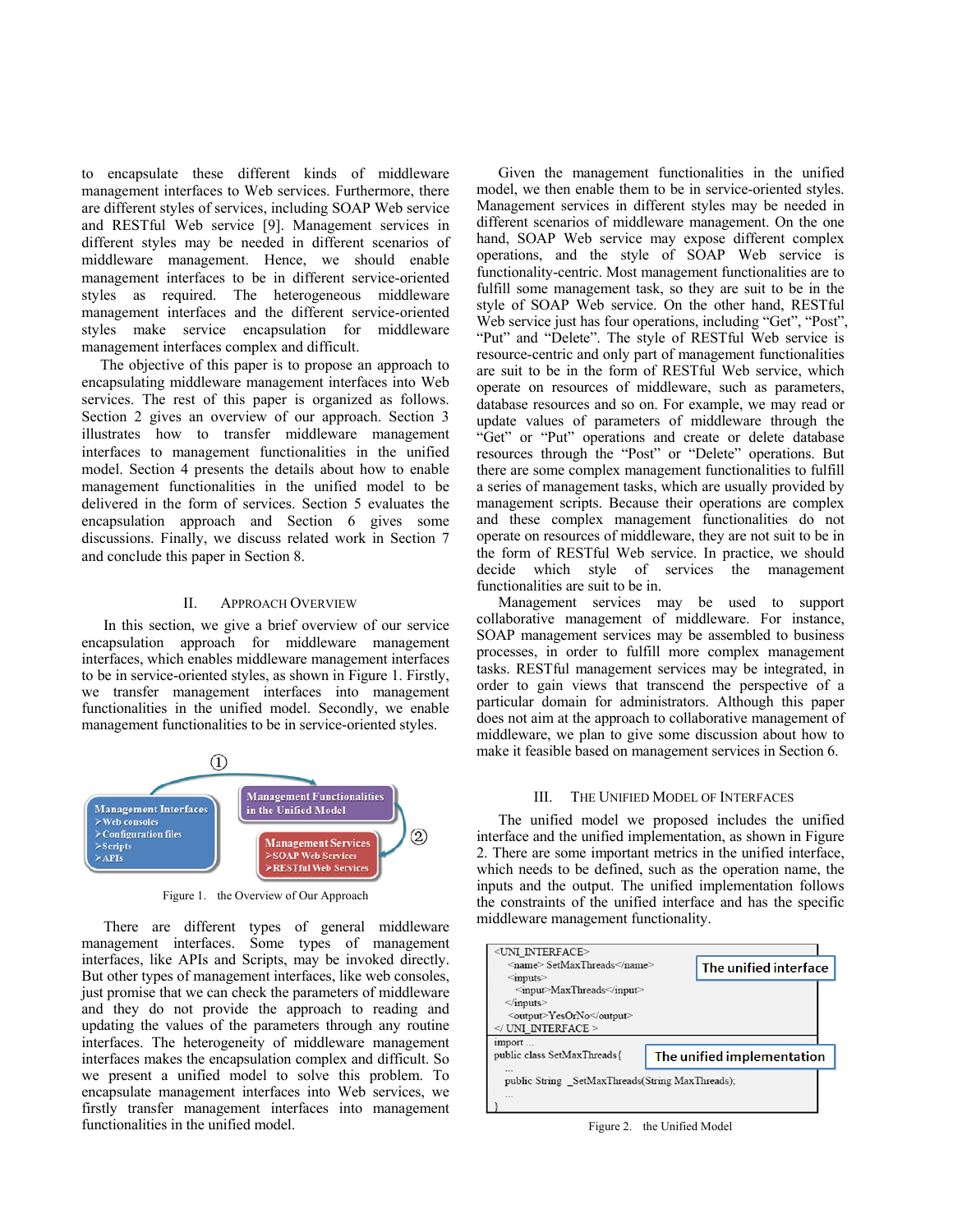to encapsulate these different kinds of middleware management interfaces to Web services. Furthermore, there are different styles of services, including SOAP Web service and RESTful Web service [9]. Management services in different styles may be needed in different scenarios of middleware management. Hence, we should enable management interfaces to be in different service-oriented styles as required. The heterogeneous middleware management interfaces and the different service-oriented styles make service encapsulation for middleware management interfaces complex and difficult.

The objective of this paper is to propose an approach to encapsulating middleware management interfaces into Web services. The rest of this paper is organized as follows. Section 2 gives an overview of our approach. Section 3 illustrates how to transfer middleware management interfaces to management functionalities in the unified model. Section 4 presents the details about how to enable management functionalities in the unified model to be delivered in the form of services. Section 5 evaluates the encapsulation approach and Section 6 gives some discussions. Finally, we discuss related work in Section 7 and conclude this paper in Section 8.

## II. Approach Overview

In this section, we give a brief overview of our service encapsulation approach for middleware management interfaces, which enables middleware management interfaces to be in service-oriented styles, as shown in Figure 1. Firstly, we transfer management interfaces into management functionalities in the unified model. Secondly, we enable management functionalities to be in service-oriented styles.

Figure 1. the Overview of Our Approach

There are different types of general middleware management interfaces. Some types of management interfaces, like APIs and Scripts, may be invoked directly. But other types of management interfaces, like web consoles, just promise that we can check the parameters of middleware and they do not provide the approach to reading and updating the values of the parameters through any routine interfaces. The heterogeneity of middleware management interfaces makes the encapsulation complex and difficult. So we present a unified model to solve this problem. To encapsulate management interfaces into Web services, we firstly transfer management interfaces into management functionalities in the unified model.

Given the management functionalities in the unified model, we then enable them to be in service-oriented styles. Management services in different styles may be needed in different scenarios of middleware management. On the one hand, SOAP Web service may expose different complex operations, and the style of SOAP Web service is functionality-centric. Most management functionalities are to fulfill some management task, so they are suit to be in the style of SOAP Web service. On the other hand, RESTful Web service just has four operations, including "Get", "Post", "Put" and "Delete". The style of RESTful Web service is resource-centric and only part of management functionalities are suit to be in the form of RESTful Web service, which operate on resources of middleware, such as parameters, database resources and so on. For example, we may read or update values of parameters of middleware through the "Get" or "Put" operations and create or delete database resources through the "Post" or "Delete" operations. But there are some complex management functionalities to fulfill a series of management tasks, which are usually provided by management scripts. Because their operations are complex and these complex management functionalities do not operate on resources of middleware, they are not suit to be in the form of RESTful Web service. In practice, we should decide which style of services the management functionalities are suit to be in.

Management services may be used to support collaborative management of middleware. For instance, SOAP management services may be assembled to business processes, in order to fulfill more complex management tasks. RESTful management services may be integrated, in order to gain views that transcend the perspective of a particular domain for administrators. Although this paper does not aim at the approach to collaborative management of middleware, we plan to give some discussion about how to make it feasible based on management services in Section 6.

## III. The Unified Model of Interfaces

The unified model we proposed includes the unified interface and the unified implementation, as shown in Figure 2. There are some important metrics in the unified interface, which needs to be defined, such as the operation name, the inputs and the output. The unified implementation follows the constraints of the unified interface and has the specific middleware management functionality.

```
<UNI_INTERFACE>
  <name> SetMaxThreads</name>
  <inputs>
    <input>MaxThreads</input>
  </inputs>
  <output>YesOrNo</output>
</ UNI_INTERFACE >
```
The unified interface

```
import ...
public class SetMaxThreads{
  ...
  public String _SetMaxThreads(String MaxThreads);
  ...
}
```
The unified implementation

Figure 2. the Unified Model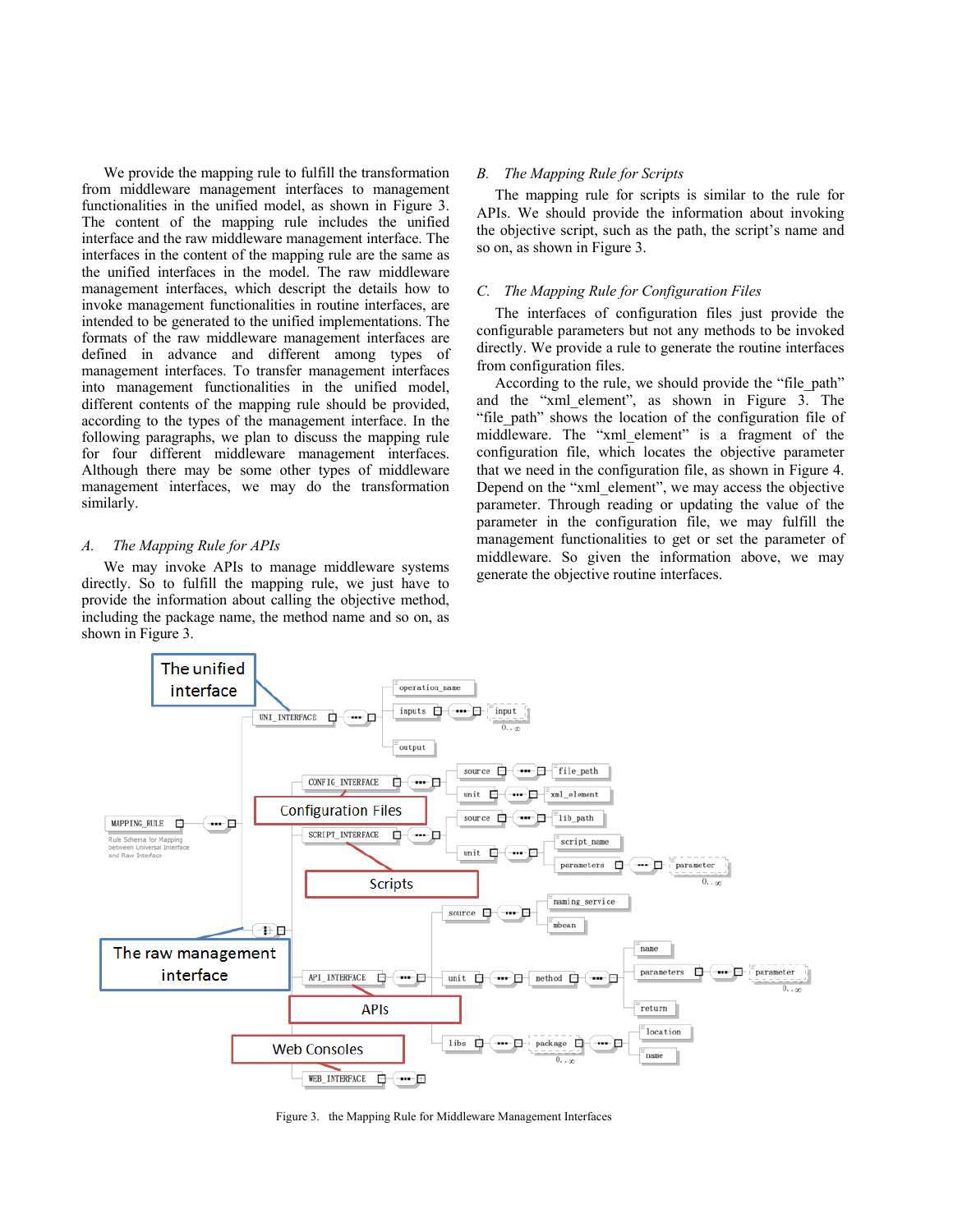We provide the mapping rule to fulfill the transformation from middleware management interfaces to management functionalities in the unified model, as shown in Figure 3. The content of the mapping rule includes the unified interface and the raw middleware management interface. The interfaces in the content of the mapping rule are the same as the unified interfaces in the model. The raw middleware management interfaces, which descript the details how to invoke management functionalities in routine interfaces, are intended to be generated to the unified implementations. The formats of the raw middleware management interfaces are defined in advance and different among types of management interfaces. To transfer management interfaces into management functionalities in the unified model, different contents of the mapping rule should be provided, according to the types of the management interface. In the following paragraphs, we plan to discuss the mapping rule for four different middleware management interfaces. Although there may be some other types of middleware management interfaces, we may do the transformation similarly.

### *A. The Mapping Rule for APIs*

We may invoke APIs to manage middleware systems directly. So to fulfill the mapping rule, we just have to provide the information about calling the objective method, including the package name, the method name and so on, as shown in Figure 3.

### *B. The Mapping Rule for Scripts*

The mapping rule for scripts is similar to the rule for APIs. We should provide the information about invoking the objective script, such as the path, the script's name and so on, as shown in Figure 3.

### *C. The Mapping Rule for Configuration Files*

The interfaces of configuration files just provide the configurable parameters but not any methods to be invoked directly. We provide a rule to generate the routine interfaces from configuration files.

According to the rule, we should provide the "file_path" and the "xml_element", as shown in Figure 3. The "file_path" shows the location of the configuration file of middleware. The "xml_element" is a fragment of the configuration file, which locates the objective parameter that we need in the configuration file, as shown in Figure 4. Depend on the "xml_element", we may access the objective parameter. Through reading or updating the value of the parameter in the configuration file, we may fulfill the management functionalities to get or set the parameter of middleware. So given the information above, we may generate the objective routine interfaces.

Figure 3. the Mapping Rule for Middleware Management Interfaces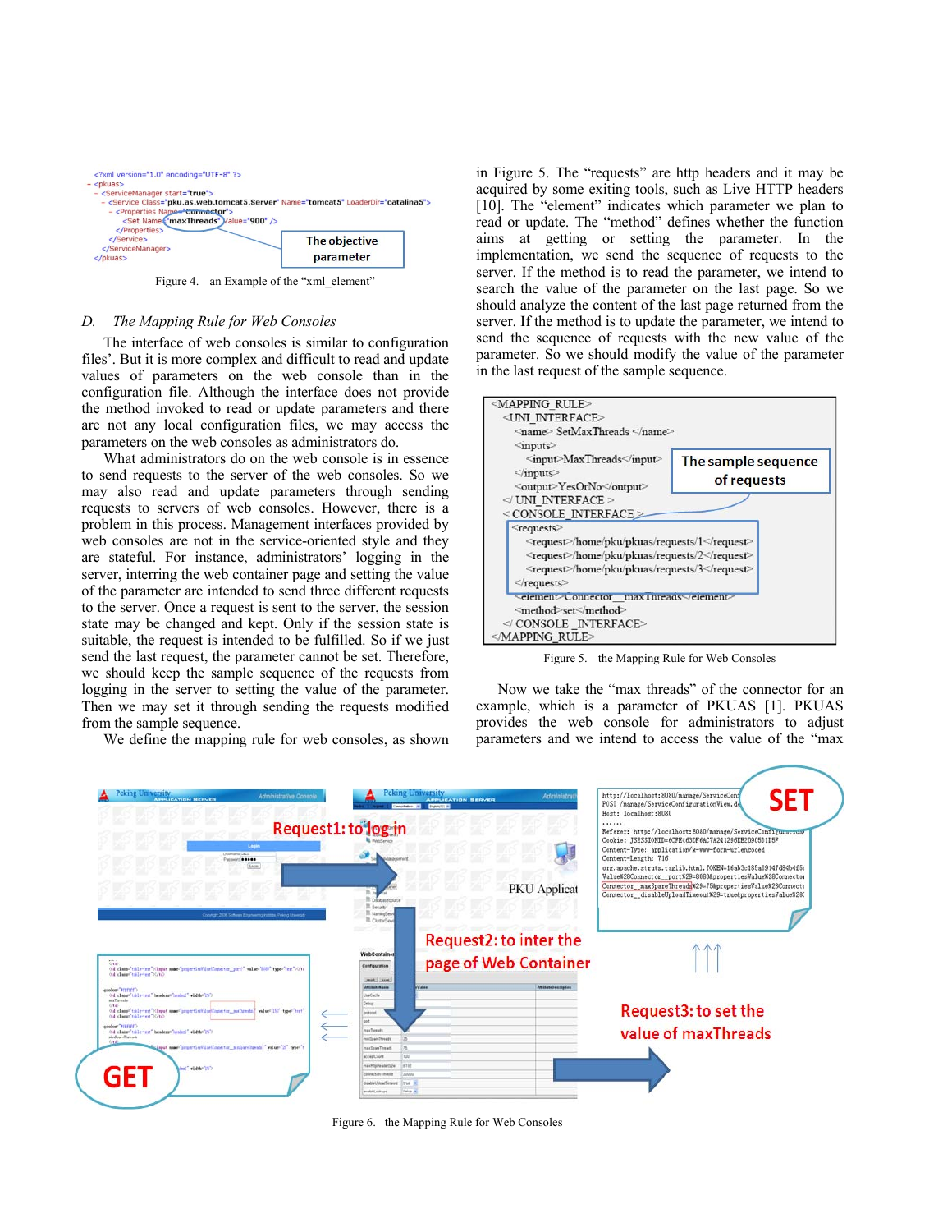```xml
<?xml version="1.0" encoding="UTF-8" ?>
- <pkuas>
  - <ServiceManager start="true">
    - <Service Class="pku.as.web.tomcat5.Server" Name="tomcat5" LoaderDir="catalina5">
      - <Properties Name="Connector">
          <Set Name="maxThreads" Value="900" />
        </Properties>
      </Service>
    </ServiceManager>
</pkuas>
```

The objective parameter

Figure 4. an Example of the "xml_element"

### D. The Mapping Rule for Web Consoles

The interface of web consoles is similar to configuration files'. But it is more complex and difficult to read and update values of parameters on the web console than in the configuration file. Although the interface does not provide the method invoked to read or update parameters and there are not any local configuration files, we may access the parameters on the web consoles as administrators do.

What administrators do on the web console is in essence to send requests to the server of the web consoles. So we may also read and update parameters through sending requests to servers of web consoles. However, there is a problem in this process. Management interfaces provided by web consoles are not in the service-oriented style and they are stateful. For instance, administrators' logging in the server, interring the web container page and setting the value of the parameter are intended to send three different requests to the server. Once a request is sent to the server, the session state may be changed and kept. Only if the session state is suitable, the request is intended to be fulfilled. So if we just send the last request, the parameter cannot be set. Therefore, we should keep the sample sequence of the requests from logging in the server to setting the value of the parameter. Then we may set it through sending the requests modified from the sample sequence.

We define the mapping rule for web consoles, as shown in Figure 5. The "requests" are http headers and it may be acquired by some exiting tools, such as Live HTTP headers [10]. The "element" indicates which parameter we plan to read or update. The "method" defines whether the function aims at getting or setting the parameter. In the implementation, we send the sequence of requests to the server. If the method is to read the parameter, we intend to search the value of the parameter on the last page. So we should analyze the content of the last page returned from the server. If the method is to update the parameter, we intend to send the sequence of requests with the new value of the parameter. So we should modify the value of the parameter in the last request of the sample sequence.

```xml
<MAPPING_RULE>
  <UNI_INTERFACE>
    <name> SetMaxThreads </name>
    <inputs>
      <input>MaxThreads</input>
    </inputs>
    <output>YesOrNo</output>
  </ UNI_INTERFACE >
  < CONSOLE_INTERFACE >
    <requests>
      <request>/home/pku/pkuas/requests/1</request>
      <request>/home/pku/pkuas/requests/2</request>
      <request>/home/pku/pkuas/requests/3</request>
    </requests>
    <element>Connector__maxThreads</element>
    <method>set</method>
  </ CONSOLE _INTERFACE>
</MAPPING_RULE>
```

The sample sequence of requests

Figure 5. the Mapping Rule for Web Consoles

Now we take the "max threads" of the connector for an example, which is a parameter of PKUAS [1]. PKUAS provides the web console for administrators to adjust parameters and we intend to access the value of the "max

Request1: to log in

Request2: to inter the page of Web Container

Request3: to set the value of maxThreads

SET

GET

Figure 6. the Mapping Rule for Web Consoles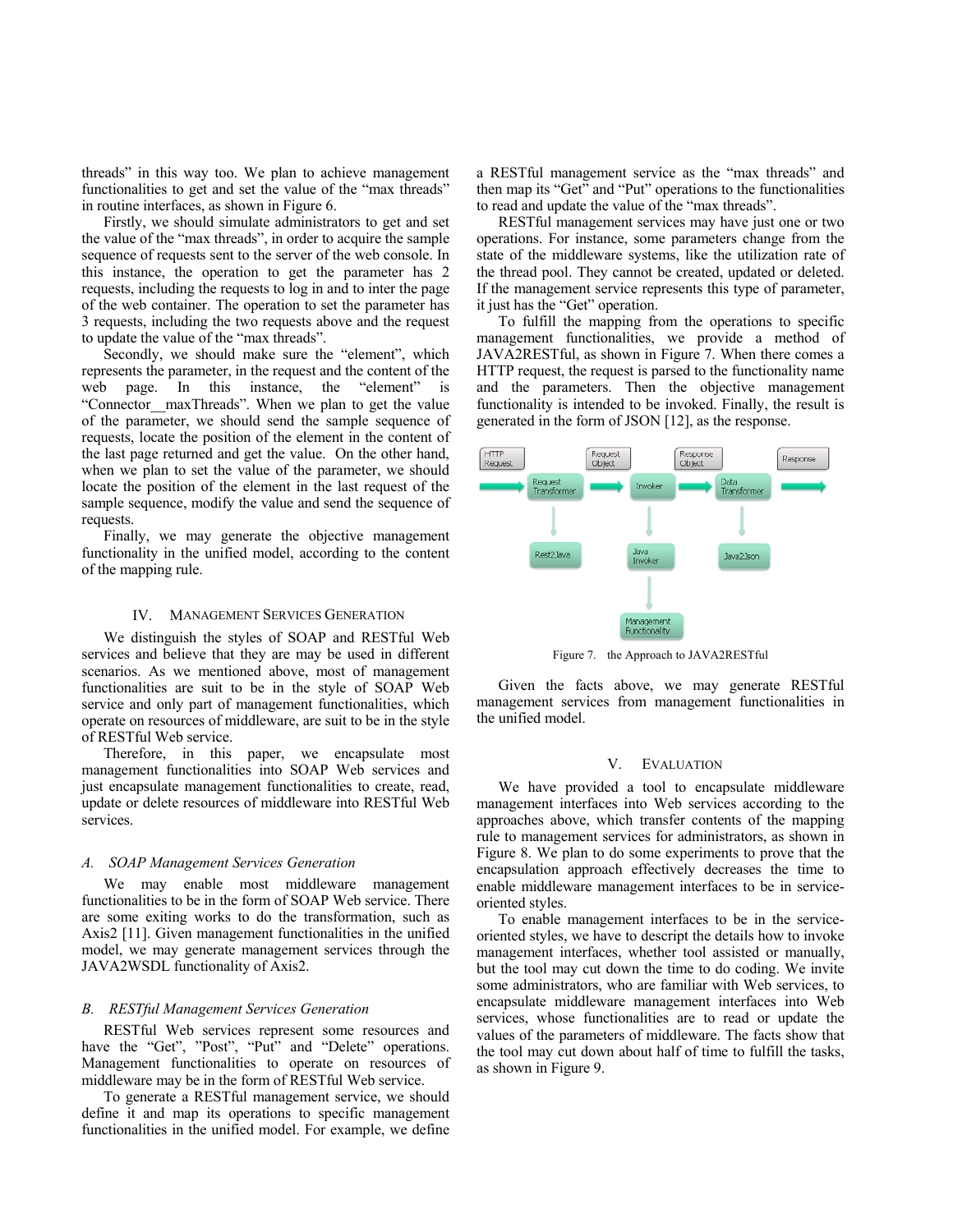threads" in this way too. We plan to achieve management functionalities to get and set the value of the "max threads" in routine interfaces, as shown in Figure 6.

Firstly, we should simulate administrators to get and set the value of the "max threads", in order to acquire the sample sequence of requests sent to the server of the web console. In this instance, the operation to get the parameter has 2 requests, including the requests to log in and to inter the page of the web container. The operation to set the parameter has 3 requests, including the two requests above and the request to update the value of the "max threads".

Secondly, we should make sure the "element", which represents the parameter, in the request and the content of the web page. In this instance, the "element" is "Connector__maxThreads". When we plan to get the value of the parameter, we should send the sample sequence of requests, locate the position of the element in the content of the last page returned and get the value. On the other hand, when we plan to set the value of the parameter, we should locate the position of the element in the last request of the sample sequence, modify the value and send the sequence of requests.

Finally, we may generate the objective management functionality in the unified model, according to the content of the mapping rule.

## IV. Management Services Generation

We distinguish the styles of SOAP and RESTful Web services and believe that they are may be used in different scenarios. As we mentioned above, most of management functionalities are suit to be in the style of SOAP Web service and only part of management functionalities, which operate on resources of middleware, are suit to be in the style of RESTful Web service.

Therefore, in this paper, we encapsulate most management functionalities into SOAP Web services and just encapsulate management functionalities to create, read, update or delete resources of middleware into RESTful Web services.

### A. SOAP Management Services Generation

We may enable most middleware management functionalities to be in the form of SOAP Web service. There are some exiting works to do the transformation, such as Axis2 [11]. Given management functionalities in the unified model, we may generate management services through the JAVA2WSDL functionality of Axis2.

### B. RESTful Management Services Generation

RESTful Web services represent some resources and have the "Get", "Post", "Put" and "Delete" operations. Management functionalities to operate on resources of middleware may be in the form of RESTful Web service.

To generate a RESTful management service, we should define it and map its operations to specific management functionalities in the unified model. For example, we define a RESTful management service as the "max threads" and then map its "Get" and "Put" operations to the functionalities to read and update the value of the "max threads".

RESTful management services may have just one or two operations. For instance, some parameters change from the state of the middleware systems, like the utilization rate of the thread pool. They cannot be created, updated or deleted. If the management service represents this type of parameter, it just has the "Get" operation.

To fulfill the mapping from the operations to specific management functionalities, we provide a method of JAVA2RESTful, as shown in Figure 7. When there comes a HTTP request, the request is parsed to the functionality name and the parameters. Then the objective management functionality is intended to be invoked. Finally, the result is generated in the form of JSON [12], as the response.

HTTP Request
Request Object
Response Object
Response
Request Transformer
Invoker
Data Transformer
Rest2Java
Java Invoker
Java2Json
Management Functionality

Figure 7. the Approach to JAVA2RESTful

Given the facts above, we may generate RESTful management services from management functionalities in the unified model.

## V. Evaluation

We have provided a tool to encapsulate middleware management interfaces into Web services according to the approaches above, which transfer contents of the mapping rule to management services for administrators, as shown in Figure 8. We plan to do some experiments to prove that the encapsulation approach effectively decreases the time to enable middleware management interfaces to be in service-oriented styles.

To enable management interfaces to be in the service-oriented styles, we have to descript the details how to invoke management interfaces, whether tool assisted or manually, but the tool may cut down the time to do coding. We invite some administrators, who are familiar with Web services, to encapsulate middleware management interfaces into Web services, whose functionalities are to read or update the values of the parameters of middleware. The facts show that the tool may cut down about half of time to fulfill the tasks, as shown in Figure 9.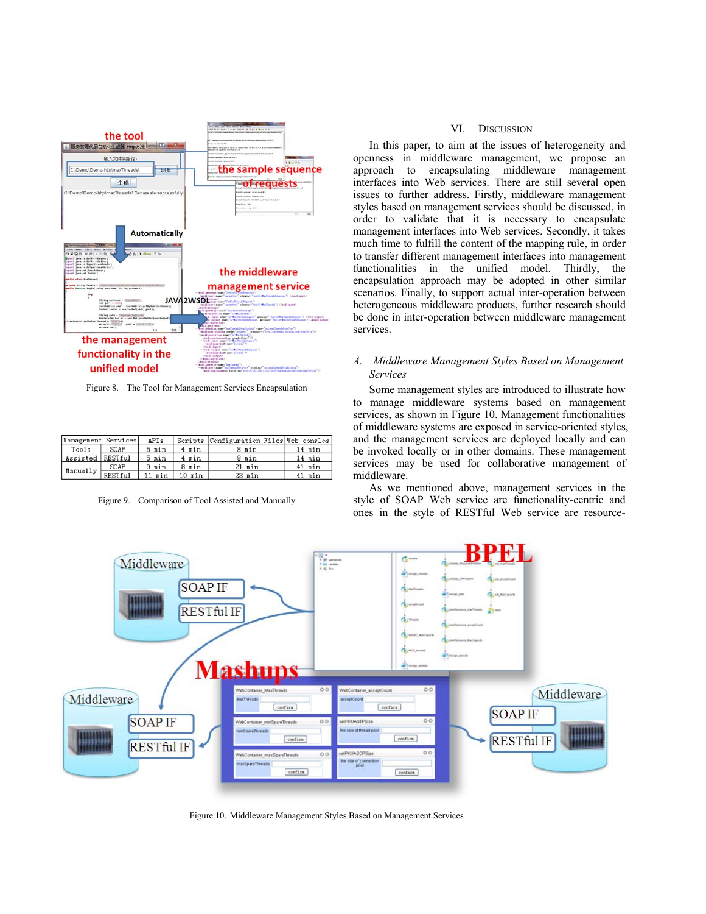Figure 8. The Tool for Management Services Encapsulation

| Management Services | | APIs | Scripts | Configuration Files | Web consoles |
|---|---|---|---|---|---|
| Tools Assisted | SOAP | 5 min | 4 min | 8 min | 14 min |
| | RESTful | 5 min | 4 min | 8 min | 14 min |
| Manually | SOAP | 9 min | 8 min | 21 min | 41 min |
| | RESTful | 11 min | 10 min | 23 min | 41 min |

Figure 9. Comparison of Tool Assisted and Manually

## VI. DISCUSSION

In this paper, to aim at the issues of heterogeneity and openness in middleware management, we propose an approach to encapsulating middleware management interfaces into Web services. There are still several open issues to further address. Firstly, middleware management styles based on management services should be discussed, in order to validate that it is necessary to encapsulate management interfaces into Web services. Secondly, it takes much time to fulfill the content of the mapping rule, in order to transfer different management interfaces into management functionalities in the unified model. Thirdly, the encapsulation approach may be adopted in other similar scenarios. Finally, to support actual inter-operation between heterogeneous middleware products, further research should be done in inter-operation between middleware management services.

### *A. Middleware Management Styles Based on Management Services*

Some management styles are introduced to illustrate how to manage middleware systems based on management services, as shown in Figure 10. Management functionalities of middleware systems are exposed in service-oriented styles, and the management services are deployed locally and can be invoked locally or in other domains. These management services may be used for collaborative management of middleware.

As we mentioned above, management services in the style of SOAP Web service are functionality-centric and ones in the style of RESTful Web service are resource-

Figure 10. Middleware Management Styles Based on Management Services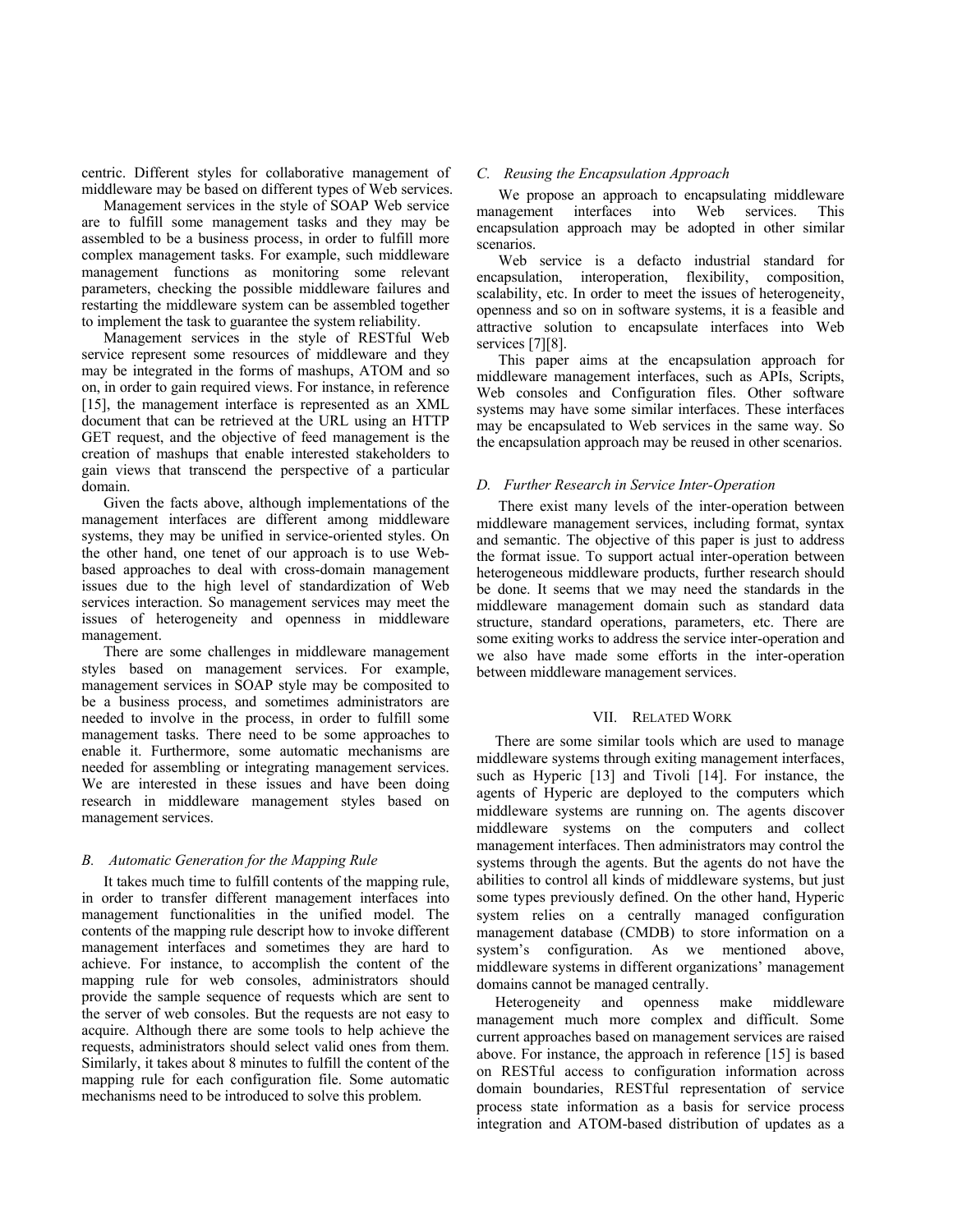centric. Different styles for collaborative management of middleware may be based on different types of Web services.

Management services in the style of SOAP Web service are to fulfill some management tasks and they may be assembled to be a business process, in order to fulfill more complex management tasks. For example, such middleware management functions as monitoring some relevant parameters, checking the possible middleware failures and restarting the middleware system can be assembled together to implement the task to guarantee the system reliability.

Management services in the style of RESTful Web service represent some resources of middleware and they may be integrated in the forms of mashups, ATOM and so on, in order to gain required views. For instance, in reference [15], the management interface is represented as an XML document that can be retrieved at the URL using an HTTP GET request, and the objective of feed management is the creation of mashups that enable interested stakeholders to gain views that transcend the perspective of a particular domain.

Given the facts above, although implementations of the management interfaces are different among middleware systems, they may be unified in service-oriented styles. On the other hand, one tenet of our approach is to use Web-based approaches to deal with cross-domain management issues due to the high level of standardization of Web services interaction. So management services may meet the issues of heterogeneity and openness in middleware management.

There are some challenges in middleware management styles based on management services. For example, management services in SOAP style may be composited to be a business process, and sometimes administrators are needed to involve in the process, in order to fulfill some management tasks. There need to be some approaches to enable it. Furthermore, some automatic mechanisms are needed for assembling or integrating management services. We are interested in these issues and have been doing research in middleware management styles based on management services.

### *B. Automatic Generation for the Mapping Rule*

It takes much time to fulfill contents of the mapping rule, in order to transfer different management interfaces into management functionalities in the unified model. The contents of the mapping rule descript how to invoke different management interfaces and sometimes they are hard to achieve. For instance, to accomplish the content of the mapping rule for web consoles, administrators should provide the sample sequence of requests which are sent to the server of web consoles. But the requests are not easy to acquire. Although there are some tools to help achieve the requests, administrators should select valid ones from them. Similarly, it takes about 8 minutes to fulfill the content of the mapping rule for each configuration file. Some automatic mechanisms need to be introduced to solve this problem.

### *C. Reusing the Encapsulation Approach*

We propose an approach to encapsulating middleware management interfaces into Web services. This encapsulation approach may be adopted in other similar scenarios.

Web service is a defacto industrial standard for encapsulation, interoperation, flexibility, composition, scalability, etc. In order to meet the issues of heterogeneity, openness and so on in software systems, it is a feasible and attractive solution to encapsulate interfaces into Web services [7][8].

This paper aims at the encapsulation approach for middleware management interfaces, such as APIs, Scripts, Web consoles and Configuration files. Other software systems may have some similar interfaces. These interfaces may be encapsulated to Web services in the same way. So the encapsulation approach may be reused in other scenarios.

### *D. Further Research in Service Inter-Operation*

There exist many levels of the inter-operation between middleware management services, including format, syntax and semantic. The objective of this paper is just to address the format issue. To support actual inter-operation between heterogeneous middleware products, further research should be done. It seems that we may need the standards in the middleware management domain such as standard data structure, standard operations, parameters, etc. There are some exiting works to address the service inter-operation and we also have made some efforts in the inter-operation between middleware management services.

## VII. Related Work

There are some similar tools which are used to manage middleware systems through exiting management interfaces, such as Hyperic [13] and Tivoli [14]. For instance, the agents of Hyperic are deployed to the computers which middleware systems are running on. The agents discover middleware systems on the computers and collect management interfaces. Then administrators may control the systems through the agents. But the agents do not have the abilities to control all kinds of middleware systems, but just some types previously defined. On the other hand, Hyperic system relies on a centrally managed configuration management database (CMDB) to store information on a system's configuration. As we mentioned above, middleware systems in different organizations' management domains cannot be managed centrally.

Heterogeneity and openness make middleware management much more complex and difficult. Some current approaches based on management services are raised above. For instance, the approach in reference [15] is based on RESTful access to configuration information across domain boundaries, RESTful representation of service process state information as a basis for service process integration and ATOM-based distribution of updates as a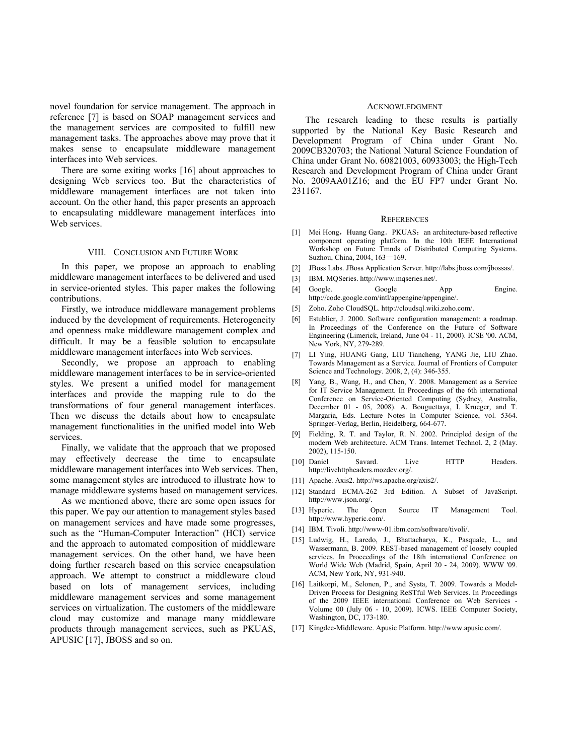novel foundation for service management. The approach in reference [7] is based on SOAP management services and the management services are composited to fulfill new management tasks. The approaches above may prove that it makes sense to encapsulate middleware management interfaces into Web services.

There are some exiting works [16] about approaches to designing Web services too. But the characteristics of middleware management interfaces are not taken into account. On the other hand, this paper presents an approach to encapsulating middleware management interfaces into Web services.

## VIII. CONCLUSION AND FUTURE WORK

In this paper, we propose an approach to enabling middleware management interfaces to be delivered and used in service-oriented styles. This paper makes the following contributions.

Firstly, we introduce middleware management problems induced by the development of requirements. Heterogeneity and openness make middleware management complex and difficult. It may be a feasible solution to encapsulate middleware management interfaces into Web services.

Secondly, we propose an approach to enabling middleware management interfaces to be in service-oriented styles. We present a unified model for management interfaces and provide the mapping rule to do the transformations of four general management interfaces. Then we discuss the details about how to encapsulate management functionalities in the unified model into Web services.

Finally, we validate that the approach that we proposed may effectively decrease the time to encapsulate middleware management interfaces into Web services. Then, some management styles are introduced to illustrate how to manage middleware systems based on management services.

As we mentioned above, there are some open issues for this paper. We pay our attention to management styles based on management services and have made some progresses, such as the “Human-Computer Interaction” (HCI) service and the approach to automated composition of middleware management services. On the other hand, we have been doing further research based on this service encapsulation approach. We attempt to construct a middleware cloud based on lots of management services, including middleware management services and some management services on virtualization. The customers of the middleware cloud may customize and manage many middleware products through management services, such as PKUAS, APUSIC [17], JBOSS and so on.

## ACKNOWLEDGMENT

The research leading to these results is partially supported by the National Key Basic Research and Development Program of China under Grant No. 2009CB320703; the National Natural Science Foundation of China under Grant No. 60821003, 60933003; the High-Tech Research and Development Program of China under Grant No. 2009AA01Z16; and the EU FP7 under Grant No. 231167.

## REFERENCES

[1] Mei Hong，Huang Gang．PKUAS：an architecture-based reflective component operating platform. In the 10th IEEE International Workshop on Future Tmnds of Distributed Cornputing Systems. Suzhou, China, 2004, 163—169.

[2] JBoss Labs. JBoss Application Server. http://labs.jboss.com/jbossas/.

[3] IBM. MQSeries. http://www.mqseries.net/.

[4] Google. Google App Engine. http://code.google.com/intl/appengine/appengine/.

[5] Zoho. Zoho CloudSQL. http://cloudsql.wiki.zoho.com/.

[6] Estublier, J. 2000. Software configuration management: a roadmap. In Proceedings of the Conference on the Future of Software Engineering (Limerick, Ireland, June 04 - 11, 2000). ICSE '00. ACM, New York, NY, 279-289.

[7] LI Ying, HUANG Gang, LIU Tiancheng, YANG Jie, LIU Zhao. Towards Management as a Service. Journal of Frontiers of Computer Science and Technology. 2008, 2, (4): 346-355.

[8] Yang, B., Wang, H., and Chen, Y. 2008. Management as a Service for IT Service Management. In Proceedings of the 6th international Conference on Service-Oriented Computing (Sydney, Australia, December 01 - 05, 2008). A. Bouguettaya, I. Krueger, and T. Margaria, Eds. Lecture Notes In Computer Science, vol. 5364. Springer-Verlag, Berlin, Heidelberg, 664-677.

[9] Fielding, R. T. and Taylor, R. N. 2002. Principled design of the modern Web architecture. ACM Trans. Internet Technol. 2, 2 (May. 2002), 115-150.

[10] Daniel Savard. Live HTTP Headers. http://livehttpheaders.mozdev.org/.

[11] Apache. Axis2. http://ws.apache.org/axis2/.

[12] Standard ECMA-262 3rd Edition. A Subset of JavaScript. http://www.json.org/.

[13] Hyperic. The Open Source IT Management Tool. http://www.hyperic.com/.

[14] IBM. Tivoli. http://www-01.ibm.com/software/tivoli/.

[15] Ludwig, H., Laredo, J., Bhattacharya, K., Pasquale, L., and Wassermann, B. 2009. REST-based management of loosely coupled services. In Proceedings of the 18th international Conference on World Wide Web (Madrid, Spain, April 20 - 24, 2009). WWW '09. ACM, New York, NY, 931-940.

[16] Laitkorpi, M., Selonen, P., and Systa, T. 2009. Towards a Model-Driven Process for Designing ReSTful Web Services. In Proceedings of the 2009 IEEE international Conference on Web Services - Volume 00 (July 06 - 10, 2009). ICWS. IEEE Computer Society, Washington, DC, 173-180.

[17] Kingdee-Middleware. Apusic Platform. http://www.apusic.com/.